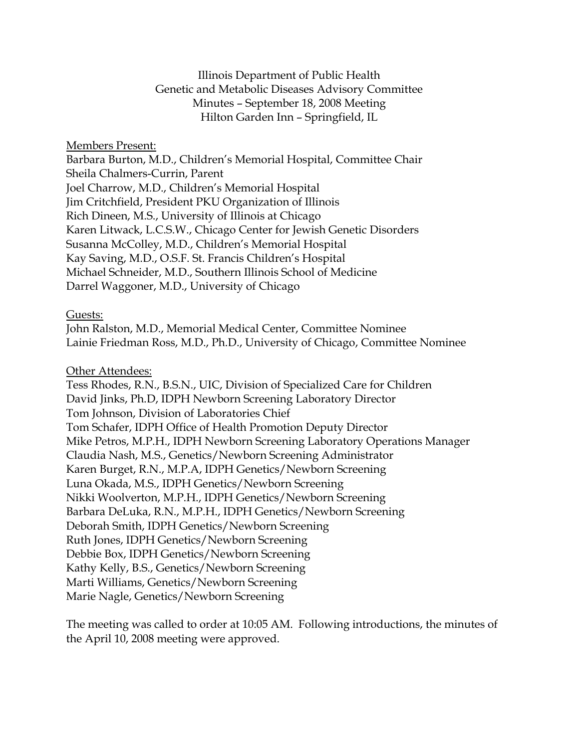Illinois Department of Public Health
Genetic and Metabolic Diseases Advisory Committee
Minutes – September 18, 2008 Meeting
Hilton Garden Inn – Springfield, IL

Members Present:
Barbara Burton, M.D., Children's Memorial Hospital, Committee Chair
Sheila Chalmers-Currin, Parent
Joel Charrow, M.D., Children's Memorial Hospital
Jim Critchfield, President PKU Organization of Illinois
Rich Dineen, M.S., University of Illinois at Chicago
Karen Litwack, L.C.S.W., Chicago Center for Jewish Genetic Disorders
Susanna McColley, M.D., Children's Memorial Hospital
Kay Saving, M.D., O.S.F. St. Francis Children's Hospital
Michael Schneider, M.D., Southern Illinois School of Medicine
Darrel Waggoner, M.D., University of Chicago

Guests:
John Ralston, M.D., Memorial Medical Center, Committee Nominee
Lainie Friedman Ross, M.D., Ph.D., University of Chicago, Committee Nominee

Other Attendees:
Tess Rhodes, R.N., B.S.N., UIC, Division of Specialized Care for Children
David Jinks, Ph.D, IDPH Newborn Screening Laboratory Director
Tom Johnson, Division of Laboratories Chief
Tom Schafer, IDPH Office of Health Promotion Deputy Director
Mike Petros, M.P.H., IDPH Newborn Screening Laboratory Operations Manager
Claudia Nash, M.S., Genetics/Newborn Screening Administrator
Karen Burget, R.N., M.P.A, IDPH Genetics/Newborn Screening
Luna Okada, M.S., IDPH Genetics/Newborn Screening
Nikki Woolverton, M.P.H., IDPH Genetics/Newborn Screening
Barbara DeLuka, R.N., M.P.H., IDPH Genetics/Newborn Screening
Deborah Smith, IDPH Genetics/Newborn Screening
Ruth Jones, IDPH Genetics/Newborn Screening
Debbie Box, IDPH Genetics/Newborn Screening
Kathy Kelly, B.S., Genetics/Newborn Screening
Marti Williams, Genetics/Newborn Screening
Marie Nagle, Genetics/Newborn Screening

The meeting was called to order at 10:05 AM. Following introductions, the minutes of the April 10, 2008 meeting were approved.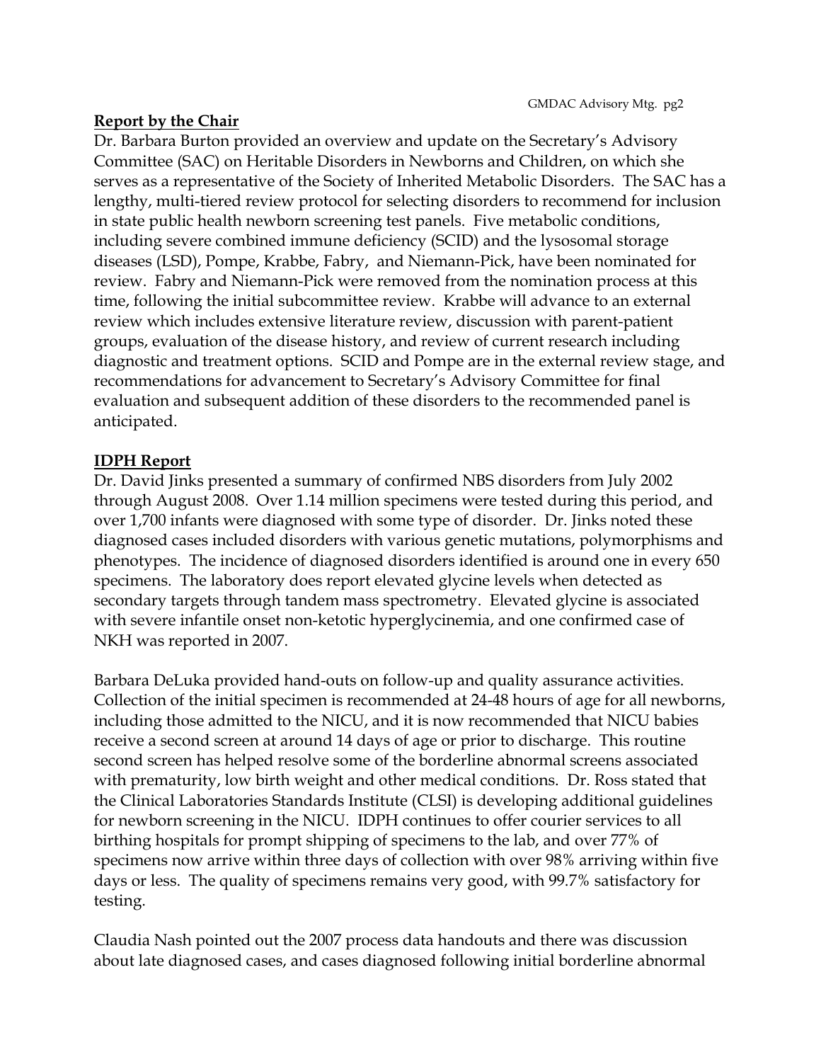**Report by the Chair**

Dr. Barbara Burton provided an overview and update on the Secretary's Advisory Committee (SAC) on Heritable Disorders in Newborns and Children, on which she serves as a representative of the Society of Inherited Metabolic Disorders. The SAC has a lengthy, multi-tiered review protocol for selecting disorders to recommend for inclusion in state public health newborn screening test panels. Five metabolic conditions, including severe combined immune deficiency (SCID) and the lysosomal storage diseases (LSD), Pompe, Krabbe, Fabry, and Niemann-Pick, have been nominated for review. Fabry and Niemann-Pick were removed from the nomination process at this time, following the initial subcommittee review. Krabbe will advance to an external review which includes extensive literature review, discussion with parent-patient groups, evaluation of the disease history, and review of current research including diagnostic and treatment options. SCID and Pompe are in the external review stage, and recommendations for advancement to Secretary's Advisory Committee for final evaluation and subsequent addition of these disorders to the recommended panel is anticipated.

**IDPH Report**

Dr. David Jinks presented a summary of confirmed NBS disorders from July 2002 through August 2008. Over 1.14 million specimens were tested during this period, and over 1,700 infants were diagnosed with some type of disorder. Dr. Jinks noted these diagnosed cases included disorders with various genetic mutations, polymorphisms and phenotypes. The incidence of diagnosed disorders identified is around one in every 650 specimens. The laboratory does report elevated glycine levels when detected as secondary targets through tandem mass spectrometry. Elevated glycine is associated with severe infantile onset non-ketotic hyperglycinemia, and one confirmed case of NKH was reported in 2007.

Barbara DeLuka provided hand-outs on follow-up and quality assurance activities. Collection of the initial specimen is recommended at 24-48 hours of age for all newborns, including those admitted to the NICU, and it is now recommended that NICU babies receive a second screen at around 14 days of age or prior to discharge. This routine second screen has helped resolve some of the borderline abnormal screens associated with prematurity, low birth weight and other medical conditions. Dr. Ross stated that the Clinical Laboratories Standards Institute (CLSI) is developing additional guidelines for newborn screening in the NICU. IDPH continues to offer courier services to all birthing hospitals for prompt shipping of specimens to the lab, and over 77% of specimens now arrive within three days of collection with over 98% arriving within five days or less. The quality of specimens remains very good, with 99.7% satisfactory for testing.

Claudia Nash pointed out the 2007 process data handouts and there was discussion about late diagnosed cases, and cases diagnosed following initial borderline abnormal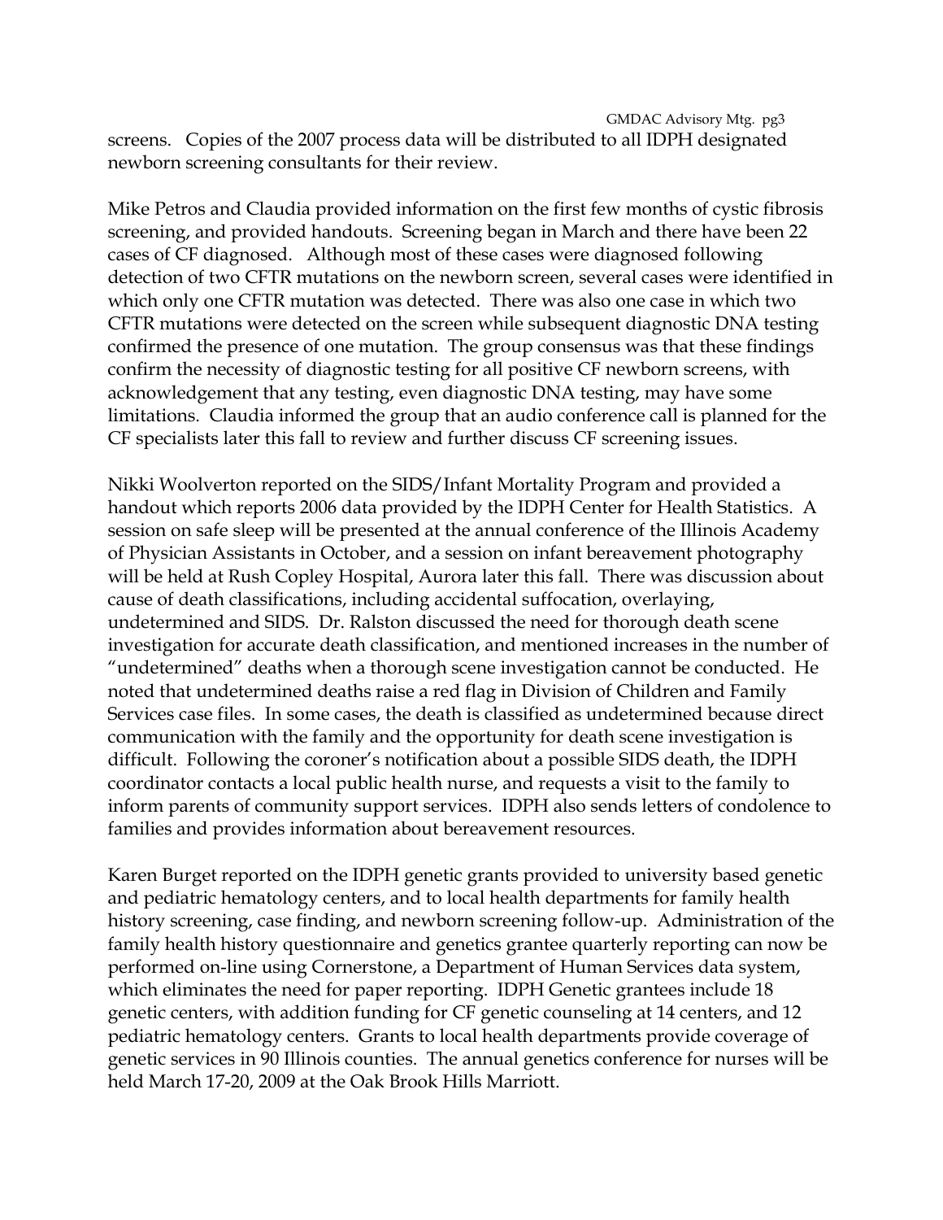screens. Copies of the 2007 process data will be distributed to all IDPH designated newborn screening consultants for their review.

Mike Petros and Claudia provided information on the first few months of cystic fibrosis screening, and provided handouts. Screening began in March and there have been 22 cases of CF diagnosed. Although most of these cases were diagnosed following detection of two CFTR mutations on the newborn screen, several cases were identified in which only one CFTR mutation was detected. There was also one case in which two CFTR mutations were detected on the screen while subsequent diagnostic DNA testing confirmed the presence of one mutation. The group consensus was that these findings confirm the necessity of diagnostic testing for all positive CF newborn screens, with acknowledgement that any testing, even diagnostic DNA testing, may have some limitations. Claudia informed the group that an audio conference call is planned for the CF specialists later this fall to review and further discuss CF screening issues.

Nikki Woolverton reported on the SIDS/Infant Mortality Program and provided a handout which reports 2006 data provided by the IDPH Center for Health Statistics. A session on safe sleep will be presented at the annual conference of the Illinois Academy of Physician Assistants in October, and a session on infant bereavement photography will be held at Rush Copley Hospital, Aurora later this fall. There was discussion about cause of death classifications, including accidental suffocation, overlaying, undetermined and SIDS. Dr. Ralston discussed the need for thorough death scene investigation for accurate death classification, and mentioned increases in the number of "undetermined" deaths when a thorough scene investigation cannot be conducted. He noted that undetermined deaths raise a red flag in Division of Children and Family Services case files. In some cases, the death is classified as undetermined because direct communication with the family and the opportunity for death scene investigation is difficult. Following the coroner's notification about a possible SIDS death, the IDPH coordinator contacts a local public health nurse, and requests a visit to the family to inform parents of community support services. IDPH also sends letters of condolence to families and provides information about bereavement resources.

Karen Burget reported on the IDPH genetic grants provided to university based genetic and pediatric hematology centers, and to local health departments for family health history screening, case finding, and newborn screening follow-up. Administration of the family health history questionnaire and genetics grantee quarterly reporting can now be performed on-line using Cornerstone, a Department of Human Services data system, which eliminates the need for paper reporting. IDPH Genetic grantees include 18 genetic centers, with addition funding for CF genetic counseling at 14 centers, and 12 pediatric hematology centers. Grants to local health departments provide coverage of genetic services in 90 Illinois counties. The annual genetics conference for nurses will be held March 17-20, 2009 at the Oak Brook Hills Marriott.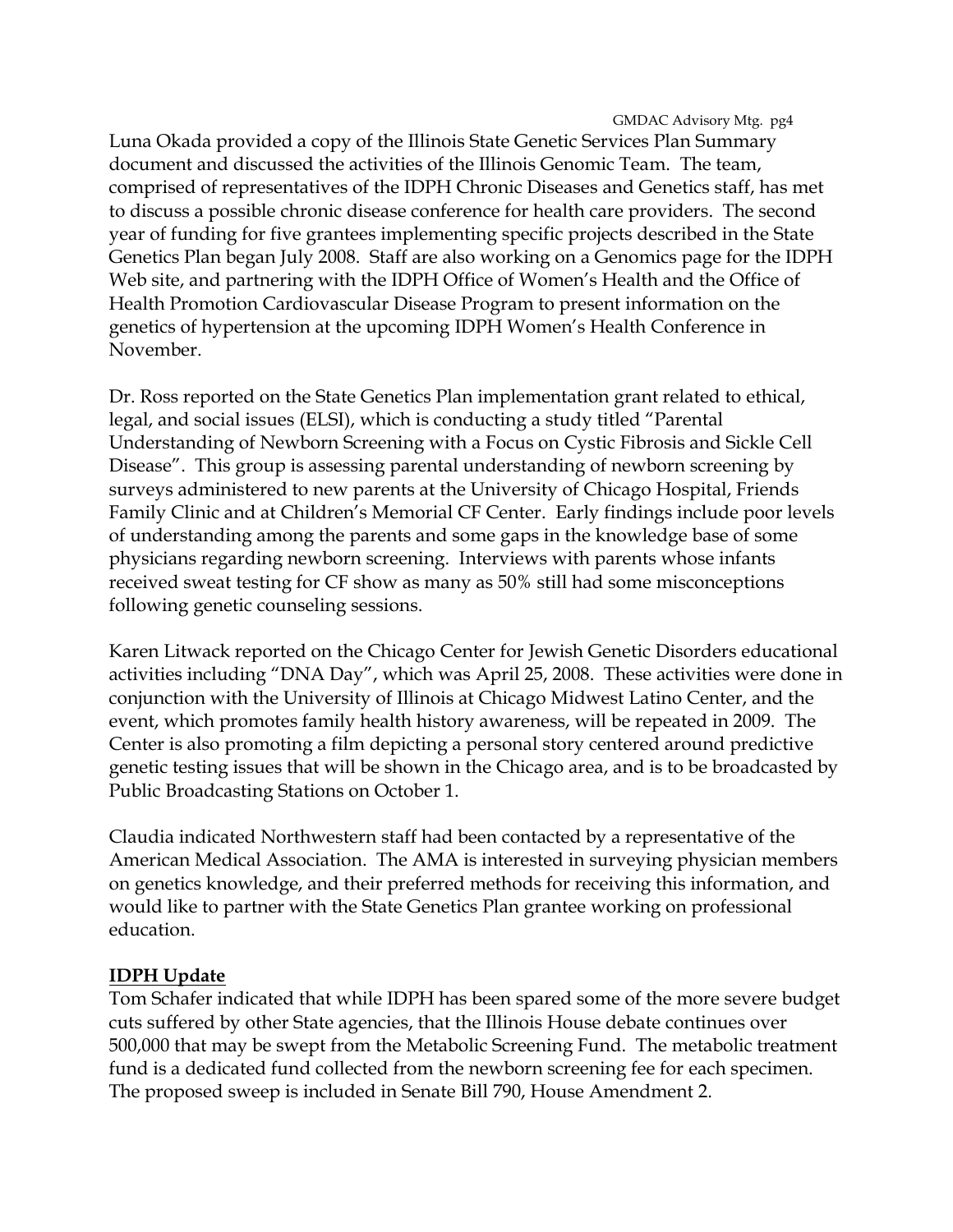Luna Okada provided a copy of the Illinois State Genetic Services Plan Summary document and discussed the activities of the Illinois Genomic Team. The team, comprised of representatives of the IDPH Chronic Diseases and Genetics staff, has met to discuss a possible chronic disease conference for health care providers. The second year of funding for five grantees implementing specific projects described in the State Genetics Plan began July 2008. Staff are also working on a Genomics page for the IDPH Web site, and partnering with the IDPH Office of Women's Health and the Office of Health Promotion Cardiovascular Disease Program to present information on the genetics of hypertension at the upcoming IDPH Women's Health Conference in November.

Dr. Ross reported on the State Genetics Plan implementation grant related to ethical, legal, and social issues (ELSI), which is conducting a study titled "Parental Understanding of Newborn Screening with a Focus on Cystic Fibrosis and Sickle Cell Disease". This group is assessing parental understanding of newborn screening by surveys administered to new parents at the University of Chicago Hospital, Friends Family Clinic and at Children's Memorial CF Center. Early findings include poor levels of understanding among the parents and some gaps in the knowledge base of some physicians regarding newborn screening. Interviews with parents whose infants received sweat testing for CF show as many as 50% still had some misconceptions following genetic counseling sessions.

Karen Litwack reported on the Chicago Center for Jewish Genetic Disorders educational activities including "DNA Day", which was April 25, 2008. These activities were done in conjunction with the University of Illinois at Chicago Midwest Latino Center, and the event, which promotes family health history awareness, will be repeated in 2009. The Center is also promoting a film depicting a personal story centered around predictive genetic testing issues that will be shown in the Chicago area, and is to be broadcasted by Public Broadcasting Stations on October 1.

Claudia indicated Northwestern staff had been contacted by a representative of the American Medical Association. The AMA is interested in surveying physician members on genetics knowledge, and their preferred methods for receiving this information, and would like to partner with the State Genetics Plan grantee working on professional education.

**IDPH Update**

Tom Schafer indicated that while IDPH has been spared some of the more severe budget cuts suffered by other State agencies, that the Illinois House debate continues over 500,000 that may be swept from the Metabolic Screening Fund. The metabolic treatment fund is a dedicated fund collected from the newborn screening fee for each specimen. The proposed sweep is included in Senate Bill 790, House Amendment 2.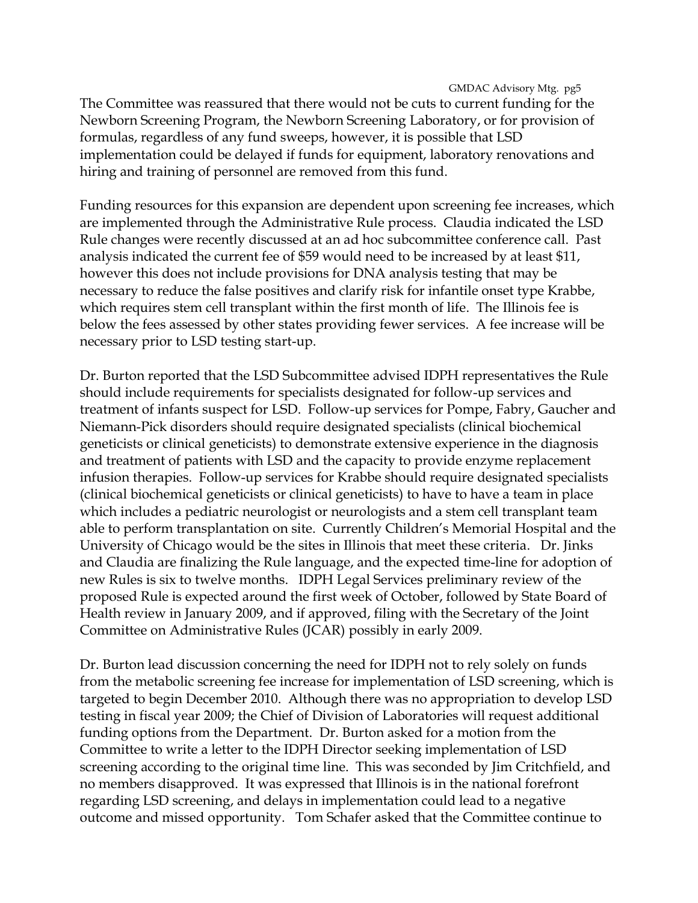The Committee was reassured that there would not be cuts to current funding for the Newborn Screening Program, the Newborn Screening Laboratory, or for provision of formulas, regardless of any fund sweeps, however, it is possible that LSD implementation could be delayed if funds for equipment, laboratory renovations and hiring and training of personnel are removed from this fund.

Funding resources for this expansion are dependent upon screening fee increases, which are implemented through the Administrative Rule process. Claudia indicated the LSD Rule changes were recently discussed at an ad hoc subcommittee conference call. Past analysis indicated the current fee of $59 would need to be increased by at least $11, however this does not include provisions for DNA analysis testing that may be necessary to reduce the false positives and clarify risk for infantile onset type Krabbe, which requires stem cell transplant within the first month of life. The Illinois fee is below the fees assessed by other states providing fewer services. A fee increase will be necessary prior to LSD testing start-up.

Dr. Burton reported that the LSD Subcommittee advised IDPH representatives the Rule should include requirements for specialists designated for follow-up services and treatment of infants suspect for LSD. Follow-up services for Pompe, Fabry, Gaucher and Niemann-Pick disorders should require designated specialists (clinical biochemical geneticists or clinical geneticists) to demonstrate extensive experience in the diagnosis and treatment of patients with LSD and the capacity to provide enzyme replacement infusion therapies. Follow-up services for Krabbe should require designated specialists (clinical biochemical geneticists or clinical geneticists) to have to have a team in place which includes a pediatric neurologist or neurologists and a stem cell transplant team able to perform transplantation on site. Currently Children's Memorial Hospital and the University of Chicago would be the sites in Illinois that meet these criteria. Dr. Jinks and Claudia are finalizing the Rule language, and the expected time-line for adoption of new Rules is six to twelve months. IDPH Legal Services preliminary review of the proposed Rule is expected around the first week of October, followed by State Board of Health review in January 2009, and if approved, filing with the Secretary of the Joint Committee on Administrative Rules (JCAR) possibly in early 2009.

Dr. Burton lead discussion concerning the need for IDPH not to rely solely on funds from the metabolic screening fee increase for implementation of LSD screening, which is targeted to begin December 2010. Although there was no appropriation to develop LSD testing in fiscal year 2009; the Chief of Division of Laboratories will request additional funding options from the Department. Dr. Burton asked for a motion from the Committee to write a letter to the IDPH Director seeking implementation of LSD screening according to the original time line. This was seconded by Jim Critchfield, and no members disapproved. It was expressed that Illinois is in the national forefront regarding LSD screening, and delays in implementation could lead to a negative outcome and missed opportunity. Tom Schafer asked that the Committee continue to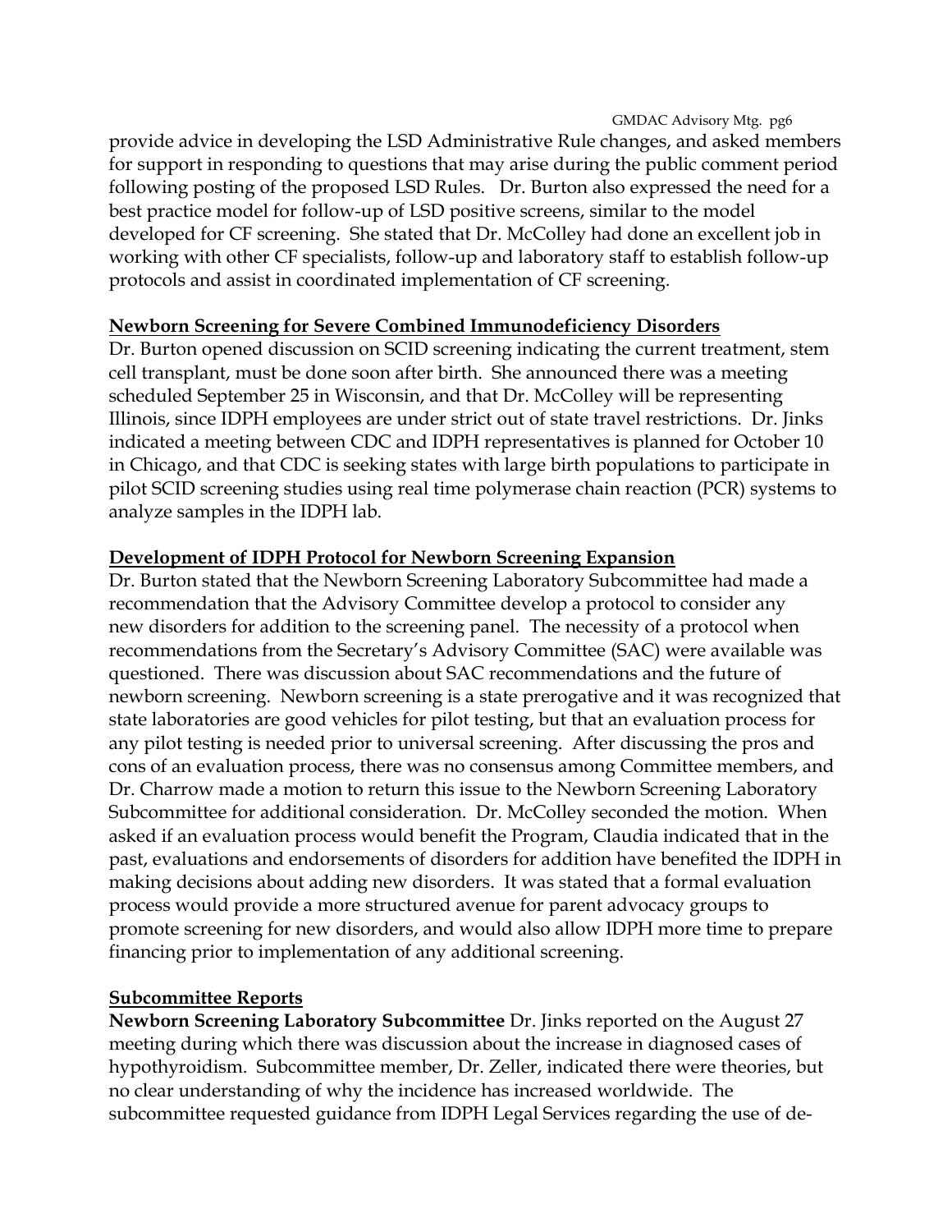provide advice in developing the LSD Administrative Rule changes, and asked members for support in responding to questions that may arise during the public comment period following posting of the proposed LSD Rules. Dr. Burton also expressed the need for a best practice model for follow-up of LSD positive screens, similar to the model developed for CF screening. She stated that Dr. McColley had done an excellent job in working with other CF specialists, follow-up and laboratory staff to establish follow-up protocols and assist in coordinated implementation of CF screening.

## Newborn Screening for Severe Combined Immunodeficiency Disorders

Dr. Burton opened discussion on SCID screening indicating the current treatment, stem cell transplant, must be done soon after birth. She announced there was a meeting scheduled September 25 in Wisconsin, and that Dr. McColley will be representing Illinois, since IDPH employees are under strict out of state travel restrictions. Dr. Jinks indicated a meeting between CDC and IDPH representatives is planned for October 10 in Chicago, and that CDC is seeking states with large birth populations to participate in pilot SCID screening studies using real time polymerase chain reaction (PCR) systems to analyze samples in the IDPH lab.

## Development of IDPH Protocol for Newborn Screening Expansion

Dr. Burton stated that the Newborn Screening Laboratory Subcommittee had made a recommendation that the Advisory Committee develop a protocol to consider any new disorders for addition to the screening panel. The necessity of a protocol when recommendations from the Secretary's Advisory Committee (SAC) were available was questioned. There was discussion about SAC recommendations and the future of newborn screening. Newborn screening is a state prerogative and it was recognized that state laboratories are good vehicles for pilot testing, but that an evaluation process for any pilot testing is needed prior to universal screening. After discussing the pros and cons of an evaluation process, there was no consensus among Committee members, and Dr. Charrow made a motion to return this issue to the Newborn Screening Laboratory Subcommittee for additional consideration. Dr. McColley seconded the motion. When asked if an evaluation process would benefit the Program, Claudia indicated that in the past, evaluations and endorsements of disorders for addition have benefited the IDPH in making decisions about adding new disorders. It was stated that a formal evaluation process would provide a more structured avenue for parent advocacy groups to promote screening for new disorders, and would also allow IDPH more time to prepare financing prior to implementation of any additional screening.

## Subcommittee Reports

**Newborn Screening Laboratory Subcommittee** Dr. Jinks reported on the August 27 meeting during which there was discussion about the increase in diagnosed cases of hypothyroidism. Subcommittee member, Dr. Zeller, indicated there were theories, but no clear understanding of why the incidence has increased worldwide. The subcommittee requested guidance from IDPH Legal Services regarding the use of de-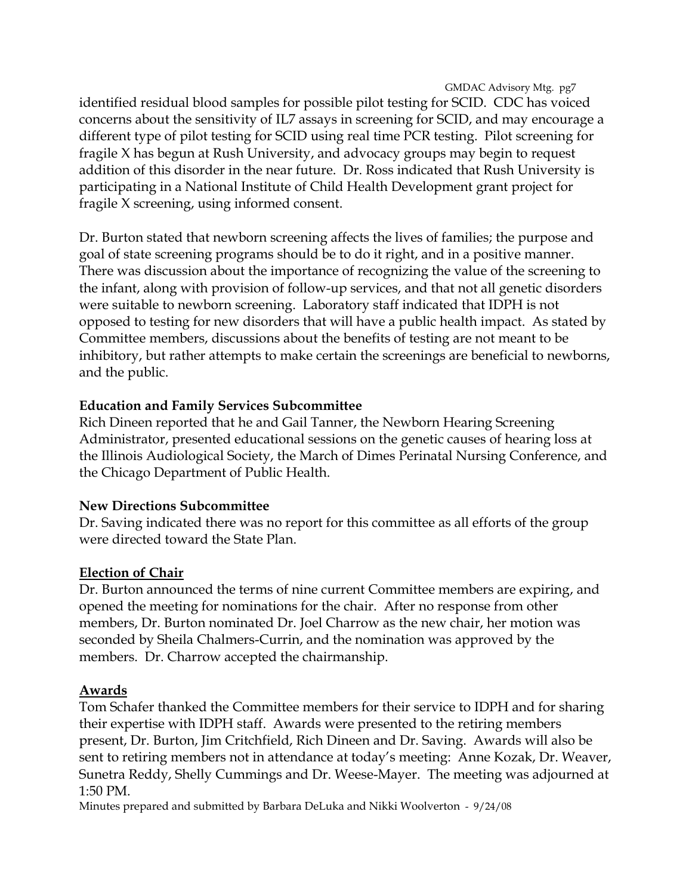identified residual blood samples for possible pilot testing for SCID. CDC has voiced concerns about the sensitivity of IL7 assays in screening for SCID, and may encourage a different type of pilot testing for SCID using real time PCR testing. Pilot screening for fragile X has begun at Rush University, and advocacy groups may begin to request addition of this disorder in the near future. Dr. Ross indicated that Rush University is participating in a National Institute of Child Health Development grant project for fragile X screening, using informed consent.

Dr. Burton stated that newborn screening affects the lives of families; the purpose and goal of state screening programs should be to do it right, and in a positive manner. There was discussion about the importance of recognizing the value of the screening to the infant, along with provision of follow-up services, and that not all genetic disorders were suitable to newborn screening. Laboratory staff indicated that IDPH is not opposed to testing for new disorders that will have a public health impact. As stated by Committee members, discussions about the benefits of testing are not meant to be inhibitory, but rather attempts to make certain the screenings are beneficial to newborns, and the public.

**Education and Family Services Subcommittee**

Rich Dineen reported that he and Gail Tanner, the Newborn Hearing Screening Administrator, presented educational sessions on the genetic causes of hearing loss at the Illinois Audiological Society, the March of Dimes Perinatal Nursing Conference, and the Chicago Department of Public Health.

**New Directions Subcommittee**

Dr. Saving indicated there was no report for this committee as all efforts of the group were directed toward the State Plan.

**Election of Chair**

Dr. Burton announced the terms of nine current Committee members are expiring, and opened the meeting for nominations for the chair. After no response from other members, Dr. Burton nominated Dr. Joel Charrow as the new chair, her motion was seconded by Sheila Chalmers-Currin, and the nomination was approved by the members. Dr. Charrow accepted the chairmanship.

**Awards**

Tom Schafer thanked the Committee members for their service to IDPH and for sharing their expertise with IDPH staff. Awards were presented to the retiring members present, Dr. Burton, Jim Critchfield, Rich Dineen and Dr. Saving. Awards will also be sent to retiring members not in attendance at today's meeting: Anne Kozak, Dr. Weaver, Sunetra Reddy, Shelly Cummings and Dr. Weese-Mayer. The meeting was adjourned at 1:50 PM.

Minutes prepared and submitted by Barbara DeLuka and Nikki Woolverton - 9/24/08